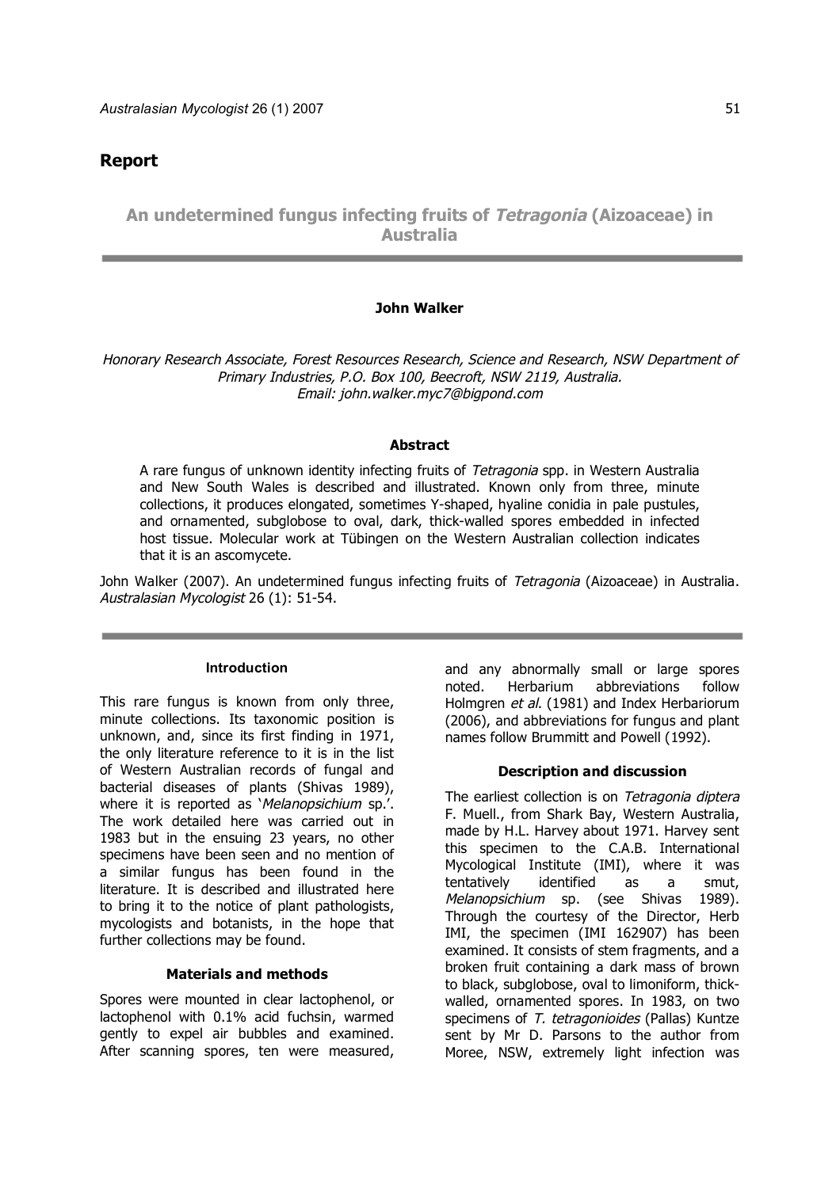## Report

# An undetermined fungus infecting fruits of *Tetragonia* (Aizoaceae) in Australia

**John Walker**

*Honorary Research Associate, Forest Resources Research, Science and Research, NSW Department of Primary Industries, P.O. Box 100, Beecroft, NSW 2119, Australia.*
*Email: john.walker.myc7@bigpond.com*

### Abstract

A rare fungus of unknown identity infecting fruits of *Tetragonia* spp. in Western Australia and New South Wales is described and illustrated. Known only from three, minute collections, it produces elongated, sometimes Y-shaped, hyaline conidia in pale pustules, and ornamented, subglobose to oval, dark, thick-walled spores embedded in infected host tissue. Molecular work at Tübingen on the Western Australian collection indicates that it is an ascomycete.

John Walker (2007). An undetermined fungus infecting fruits of *Tetragonia* (Aizoaceae) in Australia. *Australasian Mycologist* 26 (1): 51-54.

### Introduction

This rare fungus is known from only three, minute collections. Its taxonomic position is unknown, and, since its first finding in 1971, the only literature reference to it is in the list of Western Australian records of fungal and bacterial diseases of plants (Shivas 1989), where it is reported as '*Melanopsichium* sp.'. The work detailed here was carried out in 1983 but in the ensuing 23 years, no other specimens have been seen and no mention of a similar fungus has been found in the literature. It is described and illustrated here to bring it to the notice of plant pathologists, mycologists and botanists, in the hope that further collections may be found.

### Materials and methods

Spores were mounted in clear lactophenol, or lactophenol with 0.1% acid fuchsin, warmed gently to expel air bubbles and examined. After scanning spores, ten were measured, and any abnormally small or large spores noted. Herbarium abbreviations follow Holmgren *et al*. (1981) and Index Herbariorum (2006), and abbreviations for fungus and plant names follow Brummitt and Powell (1992).

### Description and discussion

The earliest collection is on *Tetragonia diptera* F. Muell., from Shark Bay, Western Australia, made by H.L. Harvey about 1971. Harvey sent this specimen to the C.A.B. International Mycological Institute (IMI), where it was tentatively identified as a smut, *Melanopsichium* sp. (see Shivas 1989). Through the courtesy of the Director, Herb IMI, the specimen (IMI 162907) has been examined. It consists of stem fragments, and a broken fruit containing a dark mass of brown to black, subglobose, oval to limoniform, thick-walled, ornamented spores. In 1983, on two specimens of *T. tetragonioides* (Pallas) Kuntze sent by Mr D. Parsons to the author from Moree, NSW, extremely light infection was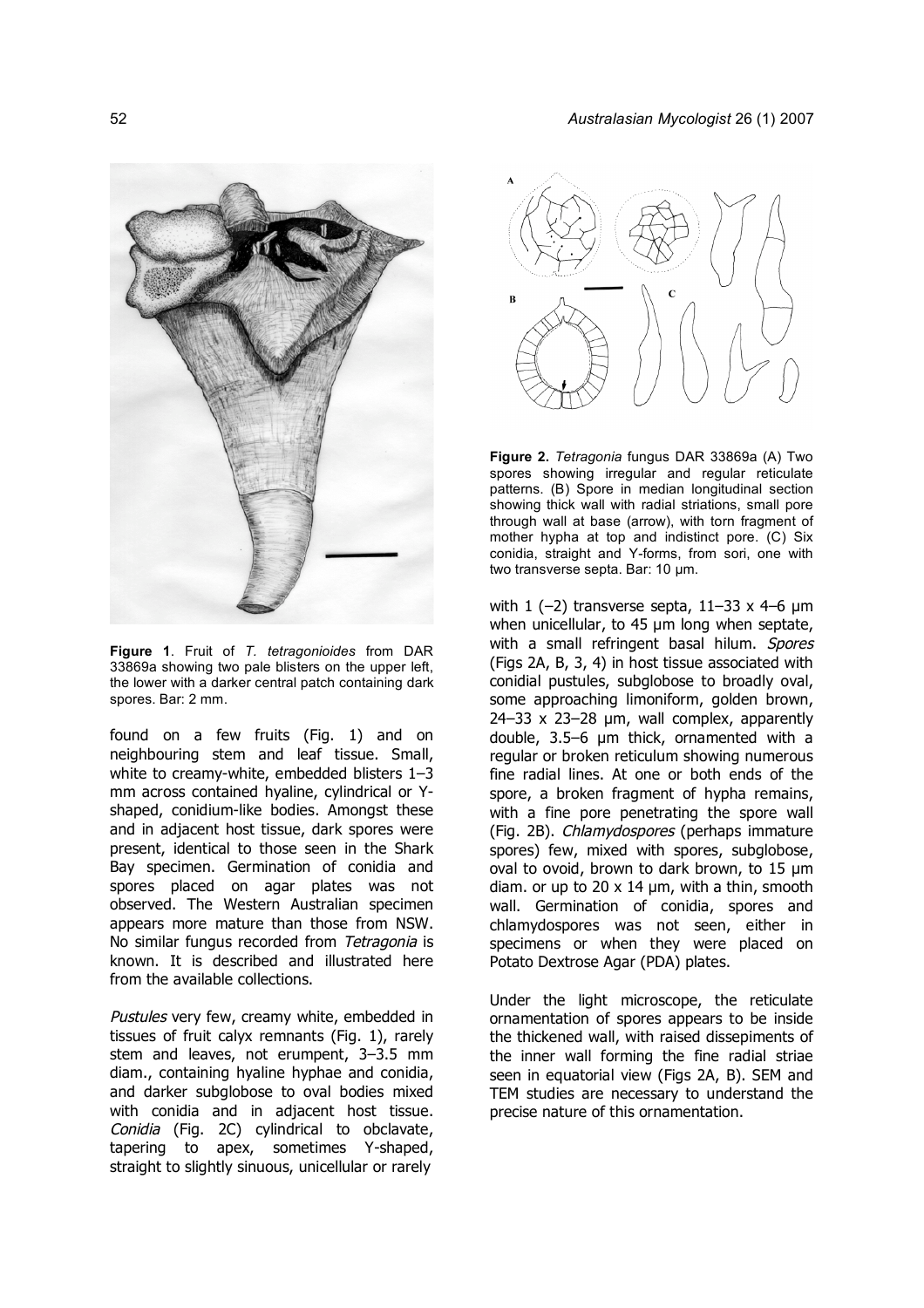**Figure 1**. Fruit of *T. tetragonioides* from DAR 33869a showing two pale blisters on the upper left, the lower with a darker central patch containing dark spores. Bar: 2 mm.

found on a few fruits (Fig. 1) and on neighbouring stem and leaf tissue. Small, white to creamy-white, embedded blisters 1–3 mm across contained hyaline, cylindrical or Y-shaped, conidium-like bodies. Amongst these and in adjacent host tissue, dark spores were present, identical to those seen in the Shark Bay specimen. Germination of conidia and spores placed on agar plates was not observed. The Western Australian specimen appears more mature than those from NSW. No similar fungus recorded from *Tetragonia* is known. It is described and illustrated here from the available collections.

*Pustules* very few, creamy white, embedded in tissues of fruit calyx remnants (Fig. 1), rarely stem and leaves, not erumpent, 3–3.5 mm diam., containing hyaline hyphae and conidia, and darker subglobose to oval bodies mixed with conidia and in adjacent host tissue. *Conidia* (Fig. 2C) cylindrical to obclavate, tapering to apex, sometimes Y-shaped, straight to slightly sinuous, unicellular or rarely with 1 (–2) transverse septa, 11–33 x 4–6 µm when unicellular, to 45 µm long when septate, with a small refringent basal hilum. *Spores* (Figs 2A, B, 3, 4) in host tissue associated with conidial pustules, subglobose to broadly oval, some approaching limoniform, golden brown, 24–33 x 23–28 µm, wall complex, apparently double, 3.5–6 µm thick, ornamented with a regular or broken reticulum showing numerous fine radial lines. At one or both ends of the spore, a broken fragment of hypha remains, with a fine pore penetrating the spore wall (Fig. 2B). *Chlamydospores* (perhaps immature spores) few, mixed with spores, subglobose, oval to ovoid, brown to dark brown, to 15 µm diam. or up to 20 x 14 µm, with a thin, smooth wall. Germination of conidia, spores and chlamydospores was not seen, either in specimens or when they were placed on Potato Dextrose Agar (PDA) plates.

**Figure 2.** *Tetragonia* fungus DAR 33869a (A) Two spores showing irregular and regular reticulate patterns. (B) Spore in median longitudinal section showing thick wall with radial striations, small pore through wall at base (arrow), with torn fragment of mother hypha at top and indistinct pore. (C) Six conidia, straight and Y-forms, from sori, one with two transverse septa. Bar: 10 µm.

Under the light microscope, the reticulate ornamentation of spores appears to be inside the thickened wall, with raised dissepiments of the inner wall forming the fine radial striae seen in equatorial view (Figs 2A, B). SEM and TEM studies are necessary to understand the precise nature of this ornamentation.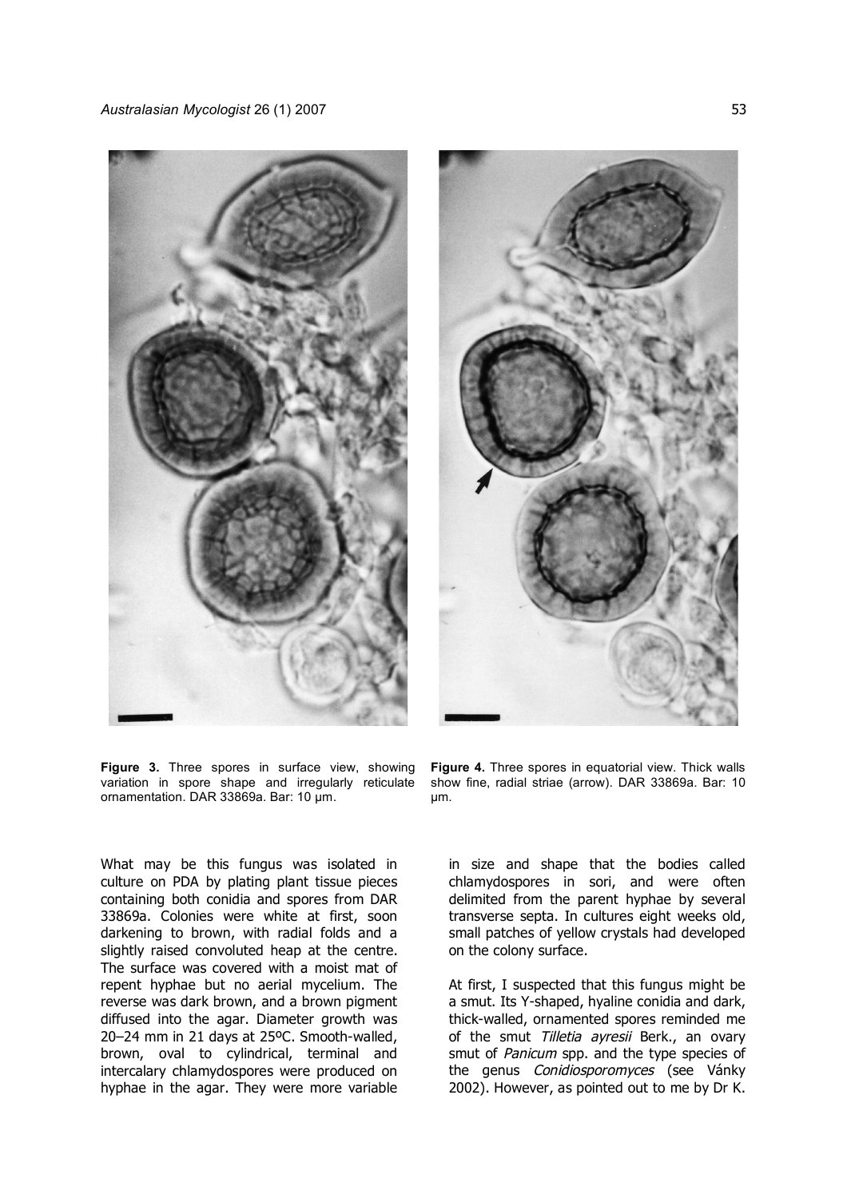**Figure 3.** Three spores in surface view, showing variation in spore shape and irregularly reticulate ornamentation. DAR 33869a. Bar: 10 µm.

**Figure 4.** Three spores in equatorial view. Thick walls show fine, radial striae (arrow). DAR 33869a. Bar: 10 µm.

What may be this fungus was isolated in culture on PDA by plating plant tissue pieces containing both conidia and spores from DAR 33869a. Colonies were white at first, soon darkening to brown, with radial folds and a slightly raised convoluted heap at the centre. The surface was covered with a moist mat of repent hyphae but no aerial mycelium. The reverse was dark brown, and a brown pigment diffused into the agar. Diameter growth was 20–24 mm in 21 days at 25ºC. Smooth-walled, brown, oval to cylindrical, terminal and intercalary chlamydospores were produced on hyphae in the agar. They were more variable in size and shape that the bodies called chlamydospores in sori, and were often delimited from the parent hyphae by several transverse septa. In cultures eight weeks old, small patches of yellow crystals had developed on the colony surface.

At first, I suspected that this fungus might be a smut. Its Y-shaped, hyaline conidia and dark, thick-walled, ornamented spores reminded me of the smut *Tilletia ayresii* Berk., an ovary smut of *Panicum* spp. and the type species of the genus *Conidiosporomyces* (see Vánky 2002). However, as pointed out to me by Dr K.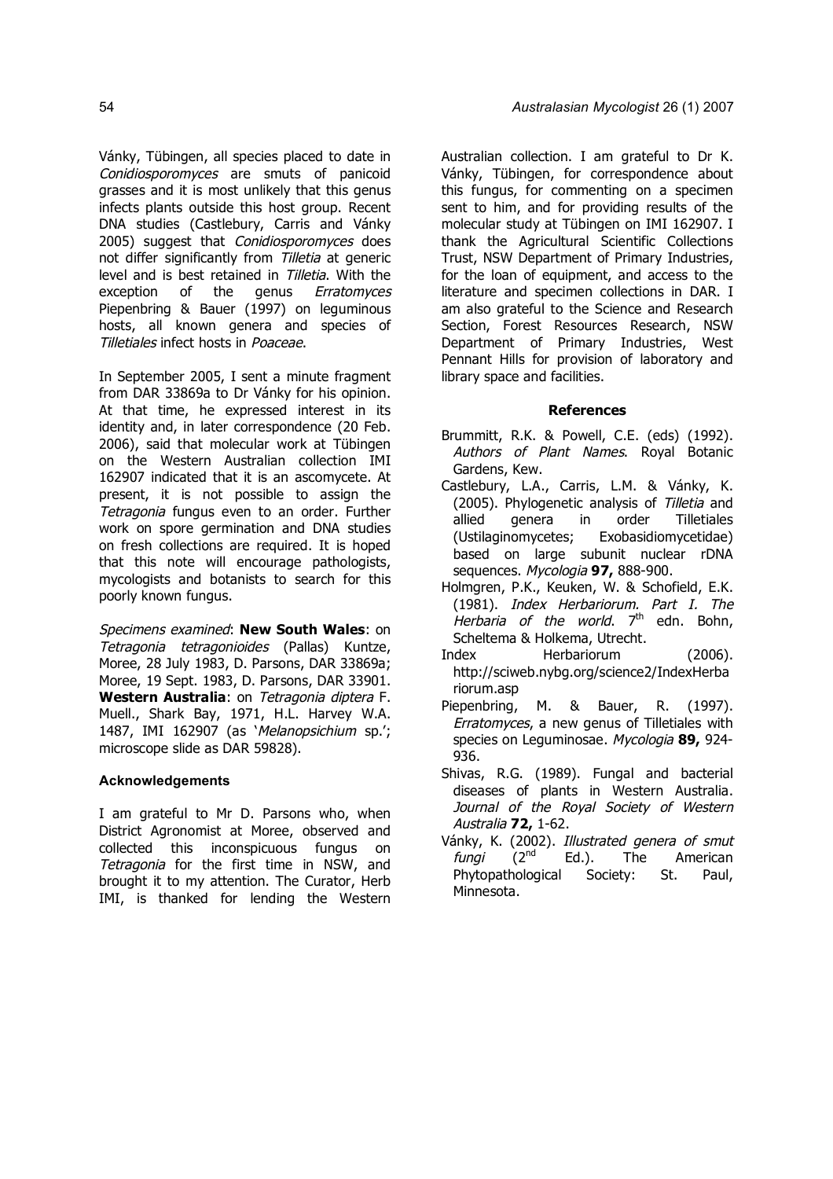Vánky, Tübingen, all species placed to date in *Conidiosporomyces* are smuts of panicoid grasses and it is most unlikely that this genus infects plants outside this host group. Recent DNA studies (Castlebury, Carris and Vánky 2005) suggest that *Conidiosporomyces* does not differ significantly from *Tilletia* at generic level and is best retained in *Tilletia*. With the exception of the genus *Erratomyces* Piepenbring & Bauer (1997) on leguminous hosts, all known genera and species of *Tilletiales* infect hosts in *Poaceae*.

In September 2005, I sent a minute fragment from DAR 33869a to Dr Vánky for his opinion. At that time, he expressed interest in its identity and, in later correspondence (20 Feb. 2006), said that molecular work at Tübingen on the Western Australian collection IMI 162907 indicated that it is an ascomycete. At present, it is not possible to assign the *Tetragonia* fungus even to an order. Further work on spore germination and DNA studies on fresh collections are required. It is hoped that this note will encourage pathologists, mycologists and botanists to search for this poorly known fungus.

*Specimens examined*: **New South Wales**: on *Tetragonia tetragonioides* (Pallas) Kuntze, Moree, 28 July 1983, D. Parsons, DAR 33869a; Moree, 19 Sept. 1983, D. Parsons, DAR 33901. **Western Australia**: on *Tetragonia diptera* F. Muell., Shark Bay, 1971, H.L. Harvey W.A. 1487, IMI 162907 (as '*Melanopsichium* sp.'; microscope slide as DAR 59828).

### Acknowledgements

I am grateful to Mr D. Parsons who, when District Agronomist at Moree, observed and collected this inconspicuous fungus on *Tetragonia* for the first time in NSW, and brought it to my attention. The Curator, Herb IMI, is thanked for lending the Western Australian collection. I am grateful to Dr K. Vánky, Tübingen, for correspondence about this fungus, for commenting on a specimen sent to him, and for providing results of the molecular study at Tübingen on IMI 162907. I thank the Agricultural Scientific Collections Trust, NSW Department of Primary Industries, for the loan of equipment, and access to the literature and specimen collections in DAR. I am also grateful to the Science and Research Section, Forest Resources Research, NSW Department of Primary Industries, West Pennant Hills for provision of laboratory and library space and facilities.

### References

Brummitt, R.K. & Powell, C.E. (eds) (1992). *Authors of Plant Names*. Royal Botanic Gardens, Kew.

Castlebury, L.A., Carris, L.M. & Vánky, K. (2005). Phylogenetic analysis of *Tilletia* and allied genera in order Tilletiales (Ustilaginomycetes; Exobasidiomycetidae) based on large subunit nuclear rDNA sequences. *Mycologia* **97,** 888-900.

Holmgren, P.K., Keuken, W. & Schofield, E.K. (1981). *Index Herbariorum. Part I. The Herbaria of the world*. 7th edn. Bohn, Scheltema & Holkema, Utrecht.

Index Herbariorum (2006). http://sciweb.nybg.org/science2/IndexHerbariorum.asp

Piepenbring, M. & Bauer, R. (1997). *Erratomyces*, a new genus of Tilletiales with species on Leguminosae. *Mycologia* **89,** 924-936.

Shivas, R.G. (1989). Fungal and bacterial diseases of plants in Western Australia. *Journal of the Royal Society of Western Australia* **72,** 1-62.

Vánky, K. (2002). *Illustrated genera of smut fungi* (2nd Ed.). The American Phytopathological Society: St. Paul, Minnesota.